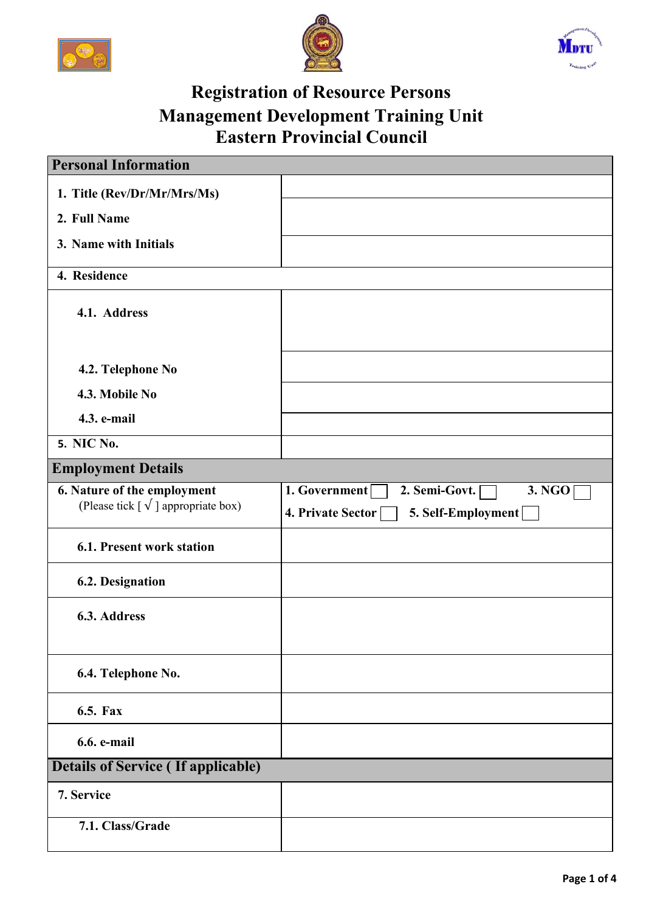# Registration of Resource Persons
# Management Development Training Unit
# Eastern Provincial Council

| Personal Information | |
|---|---|
| 1. Title (Rev/Dr/Mr/Mrs/Ms) | |
| 2. Full Name | |
| 3. Name with Initials | |
| 4. Residence | |
| 4.1. Address | |
| 4.2. Telephone No | |
| 4.3. Mobile No | |
| 4.3. e-mail | |
| 5. NIC No. | |

| Employment Details | |
|---|---|
| 6. Nature of the employment (Please tick [ √ ] appropriate box) | 1. Government [ ] 2. Semi-Govt. [ ] 3. NGO [ ] 4. Private Sector [ ] 5. Self-Employment [ ] |
| 6.1. Present work station | |
| 6.2. Designation | |
| 6.3. Address | |
| 6.4. Telephone No. | |
| 6.5. Fax | |
| 6.6. e-mail | |

| Details of Service ( If applicable) | |
|---|---|
| 7. Service | |
| 7.1. Class/Grade | |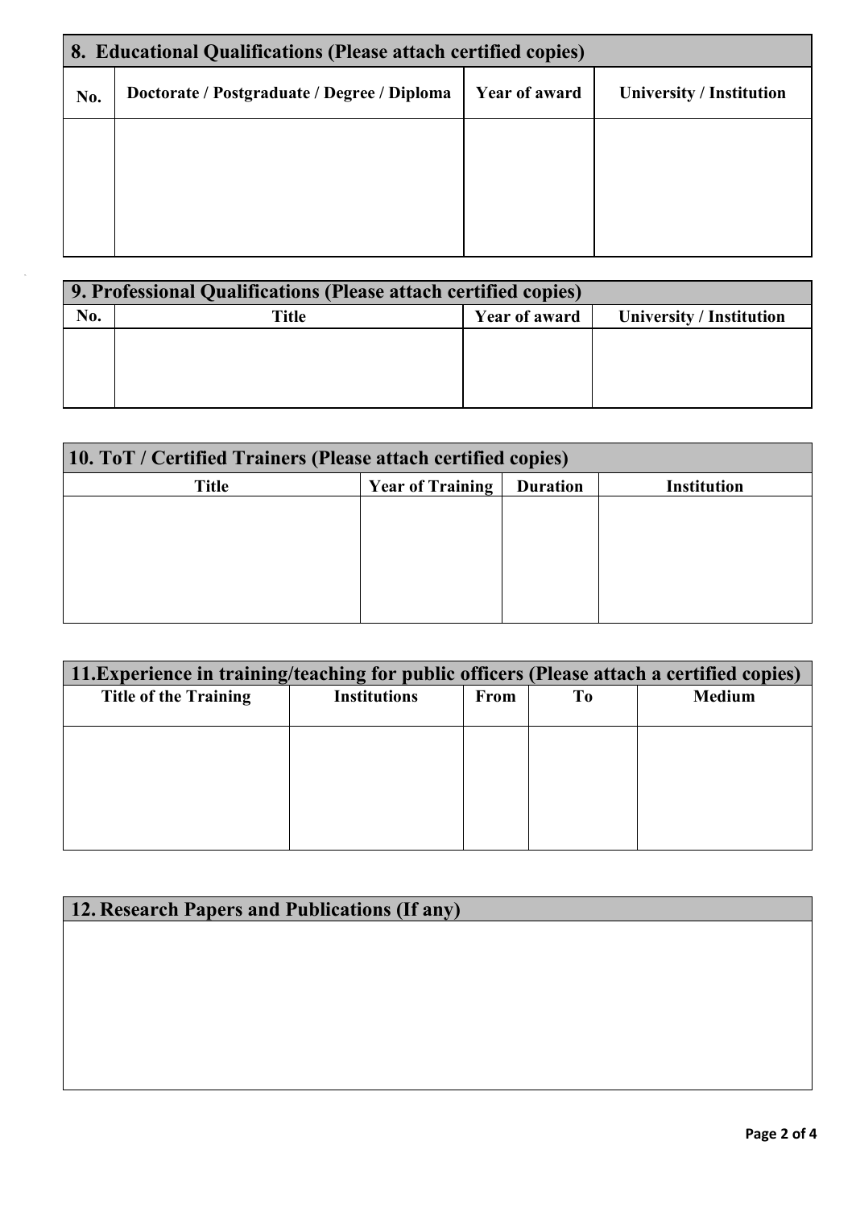## 8. Educational Qualifications (Please attach certified copies)

| No. | Doctorate / Postgraduate / Degree / Diploma | Year of award | University / Institution |
| --- | --- | --- | --- |
| | | | |

## 9. Professional Qualifications (Please attach certified copies)

| No. | Title | Year of award | University / Institution |
| --- | --- | --- | --- |
| | | | |

## 10. ToT / Certified Trainers (Please attach certified copies)

| Title | Year of Training | Duration | Institution |
| --- | --- | --- | --- |
| | | | |

## 11. Experience in training/teaching for public officers (Please attach a certified copies)

| Title of the Training | Institutions | From | To | Medium |
| --- | --- | --- | --- | --- |
| | | | | |

## 12. Research Papers and Publications (If any)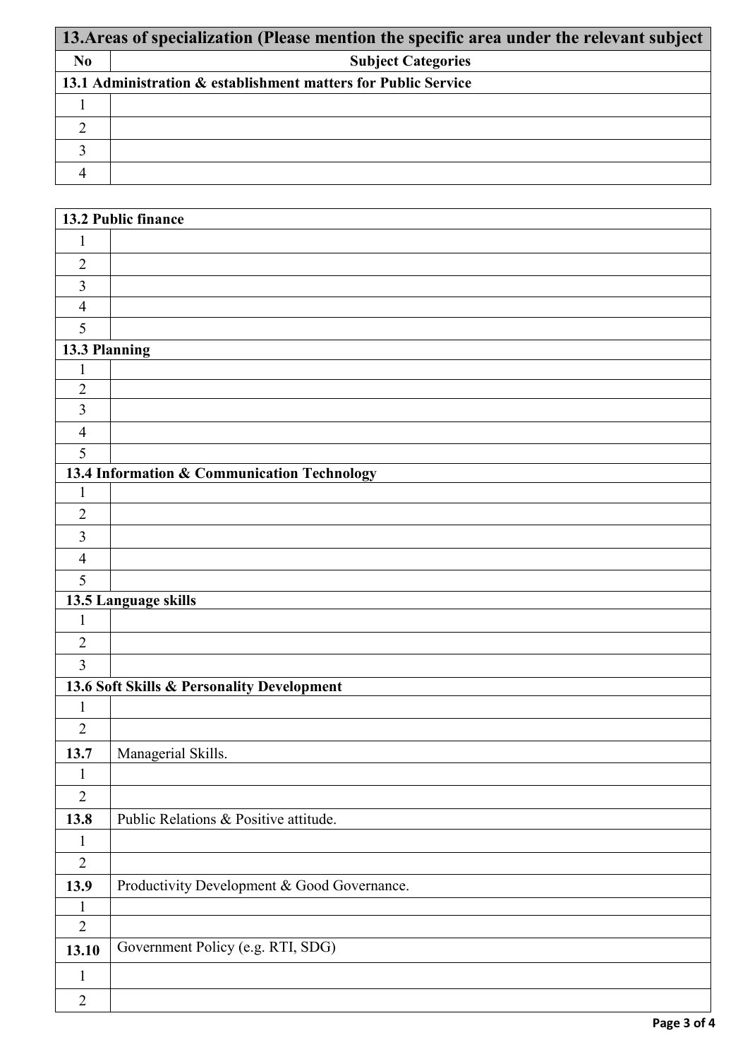| 13.Areas of specialization (Please mention the specific area under the relevant subject | |
|---|---|
| **No** | **Subject Categories** |
| **13.1 Administration & establishment matters for Public Service** | |
| 1 | |
| 2 | |
| 3 | |
| 4 | |

| 13.2 Public finance | |
|---|---|
| 1 | |
| 2 | |
| 3 | |
| 4 | |
| 5 | |
| **13.3 Planning** | |
| 1 | |
| 2 | |
| 3 | |
| 4 | |
| 5 | |
| **13.4 Information & Communication Technology** | |
| 1 | |
| 2 | |
| 3 | |
| 4 | |
| 5 | |
| **13.5 Language skills** | |
| 1 | |
| 2 | |
| 3 | |
| **13.6 Soft Skills & Personality Development** | |
| 1 | |
| 2 | |
| **13.7** | Managerial Skills. |
| 1 | |
| 2 | |
| **13.8** | Public Relations & Positive attitude. |
| 1 | |
| 2 | |
| **13.9** | Productivity Development & Good Governance. |
| 1 | |
| 2 | |
| **13.10** | Government Policy (e.g. RTI, SDG) |
| 1 | |
| 2 | |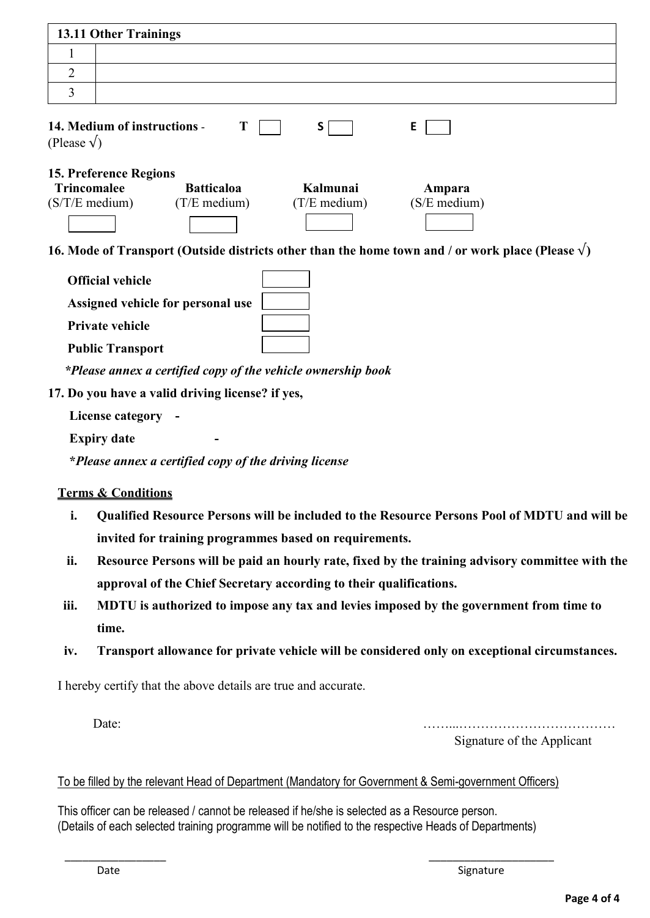| **13.11 Other Trainings** | |
|---|---|
| 1 | |
| 2 | |
| 3 | |

**14. Medium of instructions** - **T** ☐ **S** ☐ **E** ☐
(Please √)

**15. Preference Regions**

| **Trincomalee** | **Batticaloa** | **Kalmunai** | **Ampara** |
|---|---|---|---|
| (S/T/E medium) | (T/E medium) | (T/E medium) | (S/E medium) |
| ☐ | ☐ | ☐ | ☐ |

**16. Mode of Transport (Outside districts other than the home town and / or work place (Please √)**

| | |
|---|---|
| **Official vehicle** | ☐ |
| **Assigned vehicle for personal use** | ☐ |
| **Private vehicle** | ☐ |
| **Public Transport** | ☐ |

***Please annex a certified copy of the vehicle ownership book***

**17. Do you have a valid driving license? if yes,**

**License category -**

**Expiry date -**

***Please annex a certified copy of the driving license***

**Terms & Conditions**

i. **Qualified Resource Persons will be included to the Resource Persons Pool of MDTU and will be invited for training programmes based on requirements.**
ii. **Resource Persons will be paid an hourly rate, fixed by the training advisory committee with the approval of the Chief Secretary according to their qualifications.**
iii. **MDTU is authorized to impose any tax and levies imposed by the government from time to time.**
iv. **Transport allowance for private vehicle will be considered only on exceptional circumstances.**

I hereby certify that the above details are true and accurate.

Date: ……...………………………………

Signature of the Applicant

To be filled by the relevant Head of Department (Mandatory for Government & Semi-government Officers)

This officer can be released / cannot be released if he/she is selected as a Resource person.
(Details of each selected training programme will be notified to the respective Heads of Departments)

_________________ _____________________

Date Signature